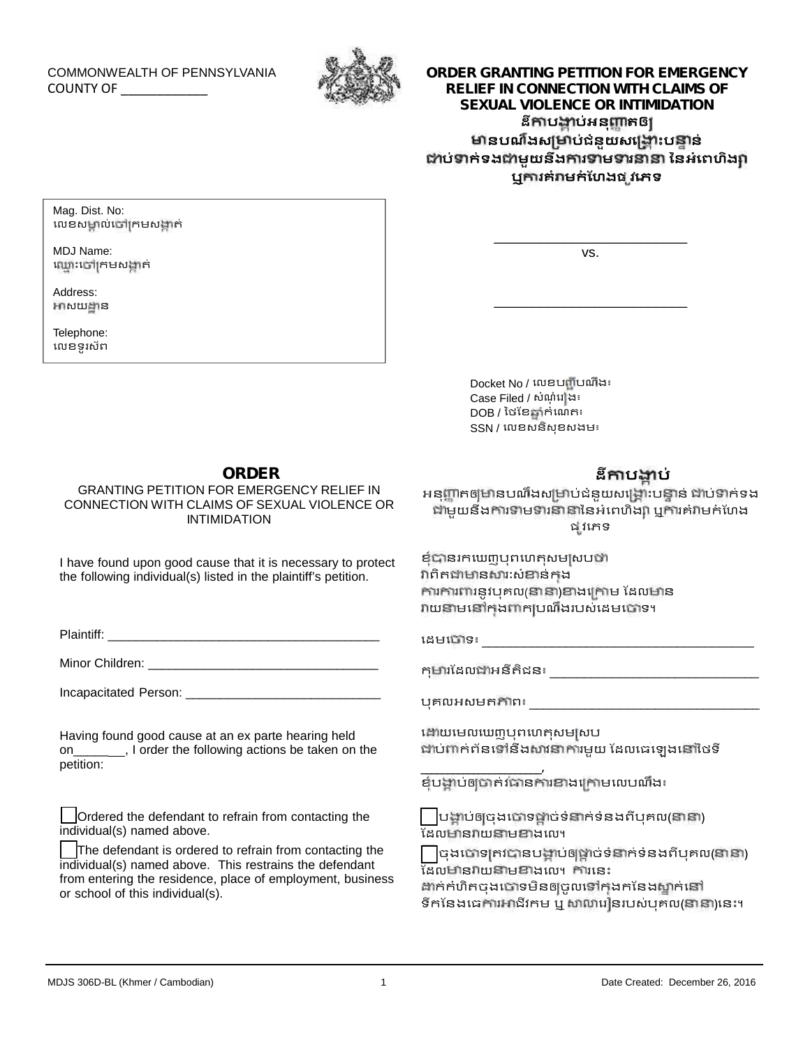COMMONWEALTH OF PENNSYLVANIA
COUNTY OF ____________

## ORDER GRANTING PETITION FOR EMERGENCY RELIEF IN CONNECTION WITH CLAIMS OF SEXUAL VIOLENCE OR INTIMIDATION

## ដីកាបង្គាប់អនុញ្ញាតឲ្យមានបណ្ដឹងសម្រាប់ជំនួយសង្គ្រោះបន្ទាន់ ជាប់ទាក់ទងជាមួយនឹងការទាមទារនានា នៃអំពើហិង្សា ឬការគំរាមកំហែងផ្លូវភេទ

| |
|---|
| Mag. Dist. No:<br>លេខសម្គាល់ចៅក្រមសង្កាត់ |
| MDJ Name:<br>ឈ្មោះចៅក្រមសង្កាត់ |
| Address:<br>អាសយដ្ឋាន |
| Telephone:<br>លេខទូរស័ព |

___________________________

vs.

___________________________

Docket No / លេខបញ្ជីបណ្ដឹង៖
Case Filed / សំណុំរឿង៖
DOB / ថ្ងៃខែឆ្នាំកំណើត៖
SSN / លេខសន្តិសុខសង្គម៖

### ORDER

GRANTING PETITION FOR EMERGENCY RELIEF IN CONNECTION WITH CLAIMS OF SEXUAL VIOLENCE OR INTIMIDATION

### ដីកាបង្គាប់

អនុញ្ញាតឲ្យមានបណ្ដឹងសម្រាប់ជំនួយសង្គ្រោះបន្ទាន់ ជាប់ទាក់ទងជាមួយនឹងការទាមទារនានានៃអំពើហិង្សា ឬការគំរាមកំហែងផ្លូវភេទ

I have found upon good cause that it is necessary to protect the following individual(s) listed in the plaintiff's petition.

ខ្ញុំបានរកឃើញបុពហេតុសមស្របថា វាពិតជាមានសារៈសំខាន់ក្នុងការការពារនូវបុគ្គល(នានា)ខាងក្រោម ដែលមានរាយនាមនៅក្នុងពាក្យបណ្ដឹងរបស់ដើមចោទ។

Plaintiff: ____________________________________

ដើមចោទ៖ ____________________________________

Minor Children: ______________________________

កុមារដែលជាអនីតិជន៖ ___________________________

Incapacitated Person: __________________________

បុគ្គលអសមត្ថភាព៖ _____________________________

Having found good cause at an ex parte hearing held on_______, I order the following actions be taken on the petition:

ដោយមើលឃើញបុពហេតុសមស្រប ជាប់ពាក់ព័ន្ធទៅនឹងសវនាការមួយ ដែលធ្វើឡើងនៅថ្ងៃទី ________________, ខ្ញុំបង្គាប់ឲ្យចាត់វិធានការខាងក្រោមលើបណ្ដឹង៖

☐ Ordered the defendant to refrain from contacting the individual(s) named above.

☐ បង្គាប់ឲ្យចុងចោទផ្ដាច់ទំនាក់ទំនងពីបុគ្គល(នានា) ដែលមានរាយនាមខាងលើ។

☐ The defendant is ordered to refrain from contacting the individual(s) named above. This restrains the defendant from entering the residence, place of employment, business or school of this individual(s).

☐ ចុងចោទត្រូវបានបង្គាប់ឲ្យផ្ដាច់ទំនាក់ទំនងពីបុគ្គល(នានា) ដែលមានរាយនាមខាងលើ។ ការនេះដាក់កំហិតចុងចោទមិនឲ្យចូលទៅក្នុងកន្លែងស្នាក់នៅ ទីកន្លែងធ្វើការអាជីវកម្ម ឬ សាលារៀនរបស់បុគ្គល(នានា)នេះ។

MDJS 306D-BL (Khmer / Cambodian) Date Created: December 26, 2016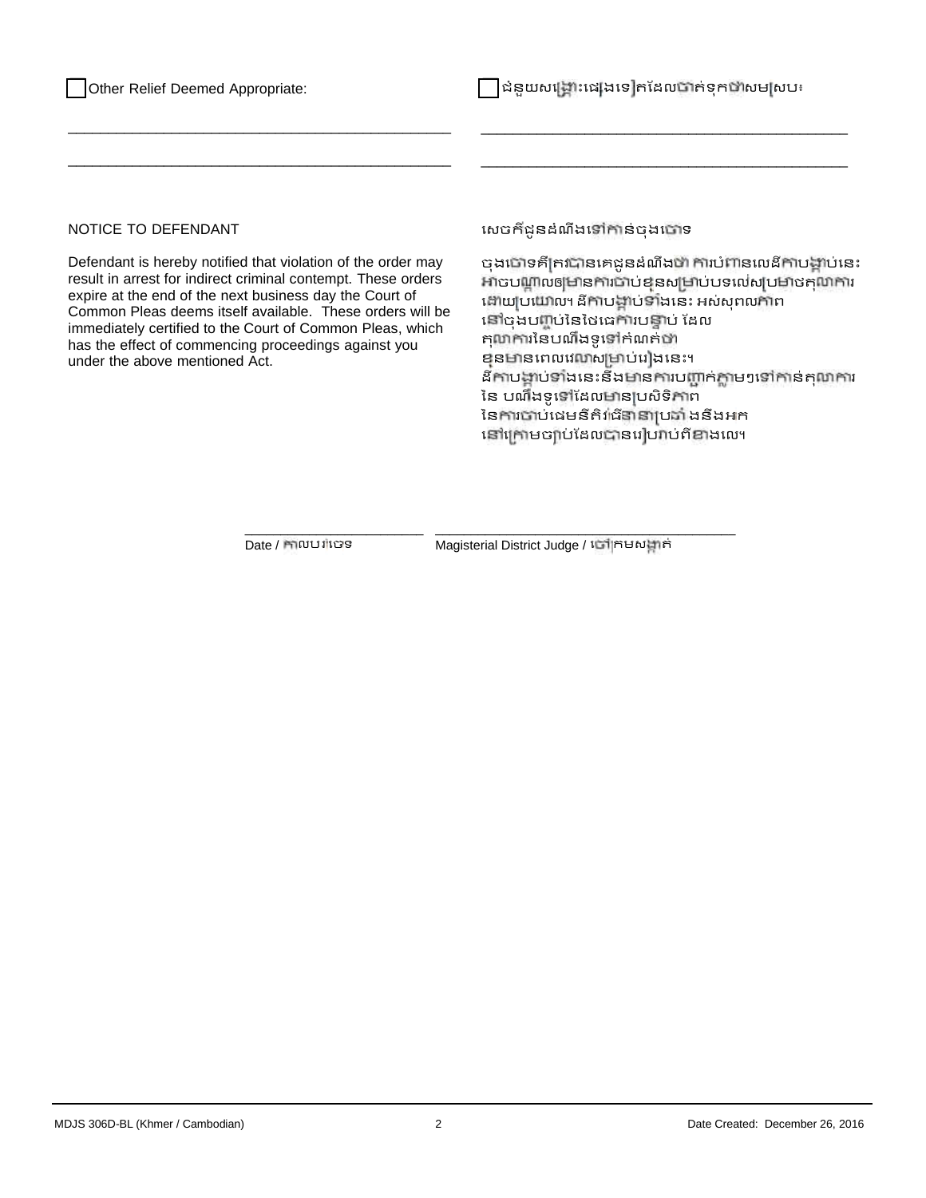☐ Other Relief Deemed Appropriate:

☐ ជំនួយសង្គ្រោះផ្សេងទៀតដែលចាត់ទុកថាសមស្រប៖

______________________________________________

______________________________________________

______________________________________________

______________________________________________

NOTICE TO DEFENDANT

Defendant is hereby notified that violation of the order may result in arrest for indirect criminal contempt. These orders expire at the end of the next business day the Court of Common Pleas deems itself available. These orders will be immediately certified to the Court of Common Pleas, which has the effect of commencing proceedings against you under the above mentioned Act.

សេចក្តីជូនដំណឹងទៅកាន់ចុងចោទ

ចុងចោទត្រូវបានគេជូនដំណឹងថា ការបំពានលើដីកាបង្គាប់នេះ អាចបណ្តាលឲ្យមានការចាប់ខ្លួនសម្រាប់បទល្មើសប្រមាថតុលាការដោយប្រយោល។ ដីកាបង្គាប់ទាំងនេះ អស់សុពលភាព នៅចុងបញ្ចប់នៃថ្ងៃធ្វើការបន្ទាប់ ដែលតុលាការនៃបណ្តឹងទូទៅកំណត់ថា ខ្លួនមានពេលវេលាសម្រាប់រឿងនេះ។ ដីកាបង្គាប់ទាំងនេះនឹងមានការបញ្ជាក់ភ្លាមៗទៅកាន់តុលាការនៃ បណ្តឹងទូទៅដែលមានប្រសិទ្ធភាព នៃការចាប់ផ្តើមនីតិវិធីនានាប្រឆាំងនឹងអ្នក នៅក្រោមច្បាប់ដែលបានរៀបរាប់ពីខាងលើ។

______________________ Date / កាលបរិច្ឆេទ

______________________________________ Magisterial District Judge / ចៅក្រមសង្កាត់

MDJS 306D-BL (Khmer / Cambodian)

Date Created: December 26, 2016